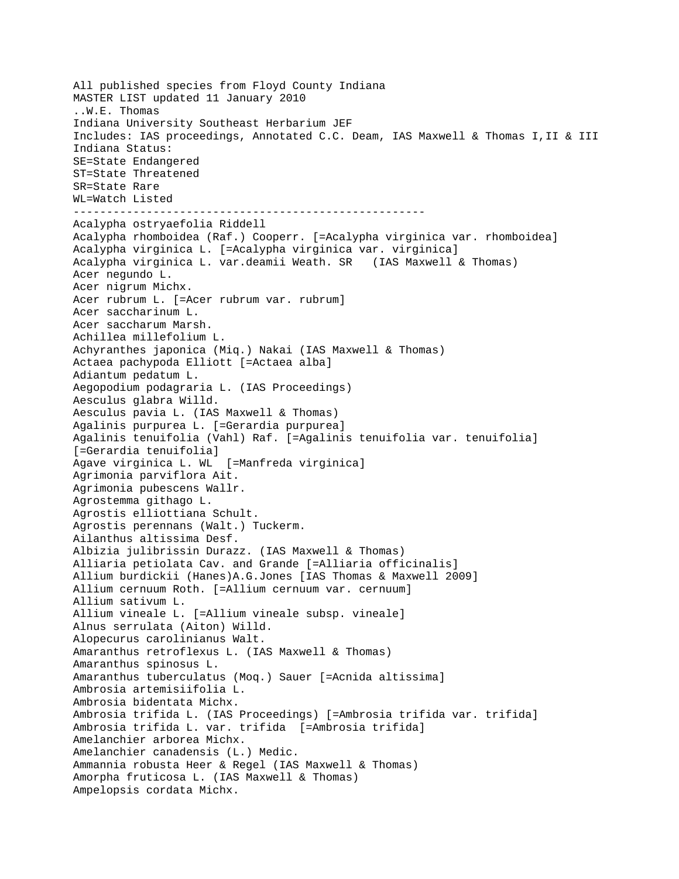All published species from Floyd County Indiana
MASTER LIST updated 11 January 2010
..W.E. Thomas
Indiana University Southeast Herbarium JEF
Includes: IAS proceedings, Annotated C.C. Deam, IAS Maxwell & Thomas I,II & III
Indiana Status:
SE=State Endangered
ST=State Threatened
SR=State Rare
WL=Watch Listed

-----------------------------------------------------

Acalypha ostryaefolia Riddell
Acalypha rhomboidea (Raf.) Cooperr. [=Acalypha virginica var. rhomboidea]
Acalypha virginica L. [=Acalypha virginica var. virginica]
Acalypha virginica L. var.deamii Weath. SR (IAS Maxwell & Thomas)
Acer negundo L.
Acer nigrum Michx.
Acer rubrum L. [=Acer rubrum var. rubrum]
Acer saccharinum L.
Acer saccharum Marsh.
Achillea millefolium L.
Achyranthes japonica (Miq.) Nakai (IAS Maxwell & Thomas)
Actaea pachypoda Elliott [=Actaea alba]
Adiantum pedatum L.
Aegopodium podagraria L. (IAS Proceedings)
Aesculus glabra Willd.
Aesculus pavia L. (IAS Maxwell & Thomas)
Agalinis purpurea L. [=Gerardia purpurea]
Agalinis tenuifolia (Vahl) Raf. [=Agalinis tenuifolia var. tenuifolia] [=Gerardia tenuifolia]
Agave virginica L. WL [=Manfreda virginica]
Agrimonia parviflora Ait.
Agrimonia pubescens Wallr.
Agrostemma githago L.
Agrostis elliottiana Schult.
Agrostis perennans (Walt.) Tuckerm.
Ailanthus altissima Desf.
Albizia julibrissin Durazz. (IAS Maxwell & Thomas)
Alliaria petiolata Cav. and Grande [=Alliaria officinalis]
Allium burdickii (Hanes)A.G.Jones [IAS Thomas & Maxwell 2009]
Allium cernuum Roth. [=Allium cernuum var. cernuum]
Allium sativum L.
Allium vineale L. [=Allium vineale subsp. vineale]
Alnus serrulata (Aiton) Willd.
Alopecurus carolinianus Walt.
Amaranthus retroflexus L. (IAS Maxwell & Thomas)
Amaranthus spinosus L.
Amaranthus tuberculatus (Moq.) Sauer [=Acnida altissima]
Ambrosia artemisiifolia L.
Ambrosia bidentata Michx.
Ambrosia trifida L. (IAS Proceedings) [=Ambrosia trifida var. trifida]
Ambrosia trifida L. var. trifida [=Ambrosia trifida]
Amelanchier arborea Michx.
Amelanchier canadensis (L.) Medic.
Ammannia robusta Heer & Regel (IAS Maxwell & Thomas)
Amorpha fruticosa L. (IAS Maxwell & Thomas)
Ampelopsis cordata Michx.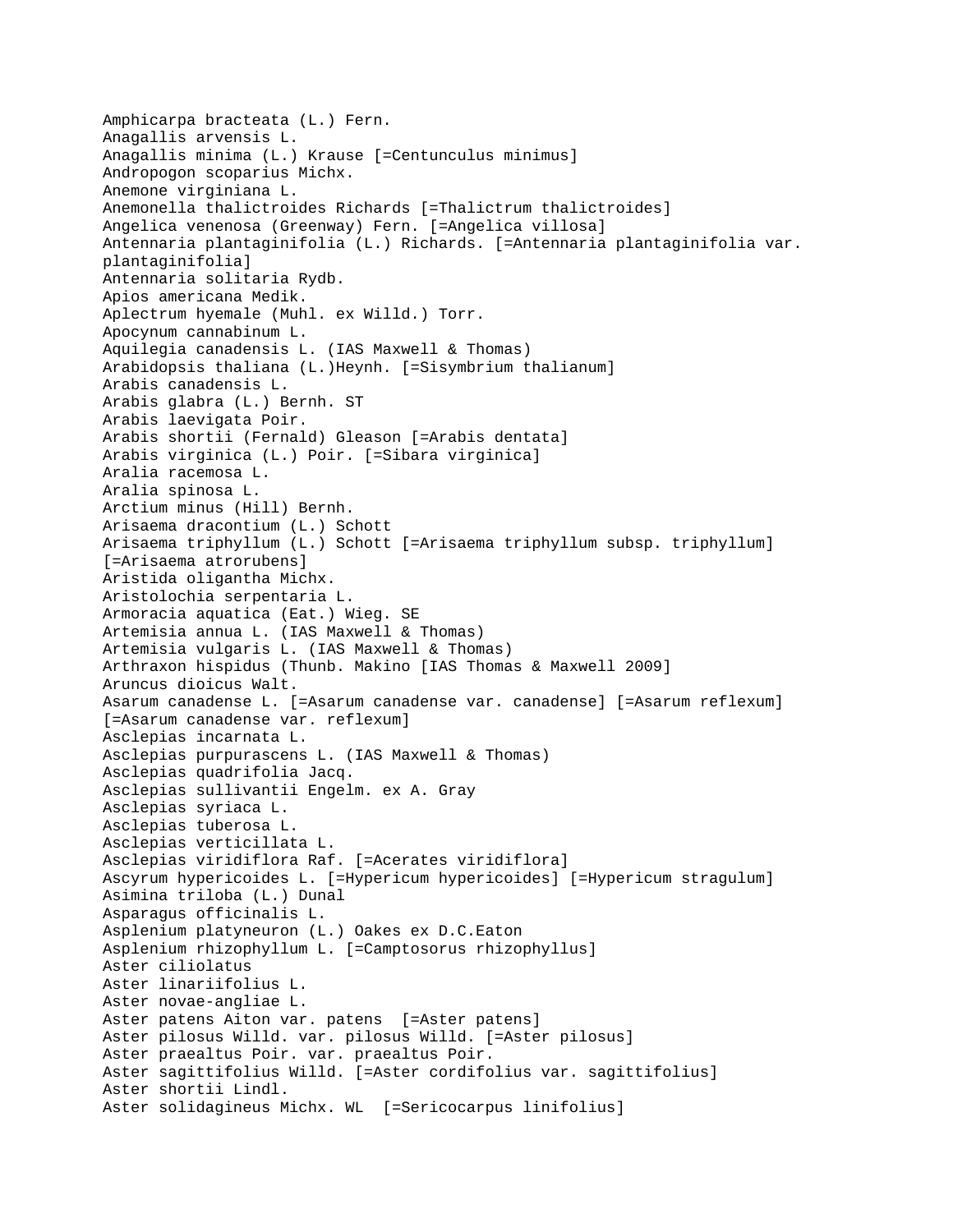Amphicarpa bracteata (L.) Fern.
Anagallis arvensis L.
Anagallis minima (L.) Krause [=Centunculus minimus]
Andropogon scoparius Michx.
Anemone virginiana L.
Anemonella thalictroides Richards [=Thalictrum thalictroides]
Angelica venenosa (Greenway) Fern. [=Angelica villosa]
Antennaria plantaginifolia (L.) Richards. [=Antennaria plantaginifolia var. plantaginifolia]
Antennaria solitaria Rydb.
Apios americana Medik.
Aplectrum hyemale (Muhl. ex Willd.) Torr.
Apocynum cannabinum L.
Aquilegia canadensis L. (IAS Maxwell & Thomas)
Arabidopsis thaliana (L.)Heynh. [=Sisymbrium thalianum]
Arabis canadensis L.
Arabis glabra (L.) Bernh. ST
Arabis laevigata Poir.
Arabis shortii (Fernald) Gleason [=Arabis dentata]
Arabis virginica (L.) Poir. [=Sibara virginica]
Aralia racemosa L.
Aralia spinosa L.
Arctium minus (Hill) Bernh.
Arisaema dracontium (L.) Schott
Arisaema triphyllum (L.) Schott [=Arisaema triphyllum subsp. triphyllum] [=Arisaema atrorubens]
Aristida oligantha Michx.
Aristolochia serpentaria L.
Armoracia aquatica (Eat.) Wieg. SE
Artemisia annua L. (IAS Maxwell & Thomas)
Artemisia vulgaris L. (IAS Maxwell & Thomas)
Arthraxon hispidus (Thunb. Makino [IAS Thomas & Maxwell 2009]
Aruncus dioicus Walt.
Asarum canadense L. [=Asarum canadense var. canadense] [=Asarum reflexum] [=Asarum canadense var. reflexum]
Asclepias incarnata L.
Asclepias purpurascens L. (IAS Maxwell & Thomas)
Asclepias quadrifolia Jacq.
Asclepias sullivantii Engelm. ex A. Gray
Asclepias syriaca L.
Asclepias tuberosa L.
Asclepias verticillata L.
Asclepias viridiflora Raf. [=Acerates viridiflora]
Ascyrum hypericoides L. [=Hypericum hypericoides] [=Hypericum stragulum]
Asimina triloba (L.) Dunal
Asparagus officinalis L.
Asplenium platyneuron (L.) Oakes ex D.C.Eaton
Asplenium rhizophyllum L. [=Camptosorus rhizophyllus]
Aster ciliolatus
Aster linariifolius L.
Aster novae-angliae L.
Aster patens Aiton var. patens [=Aster patens]
Aster pilosus Willd. var. pilosus Willd. [=Aster pilosus]
Aster praealtus Poir. var. praealtus Poir.
Aster sagittifolius Willd. [=Aster cordifolius var. sagittifolius]
Aster shortii Lindl.
Aster solidagineus Michx. WL [=Sericocarpus linifolius]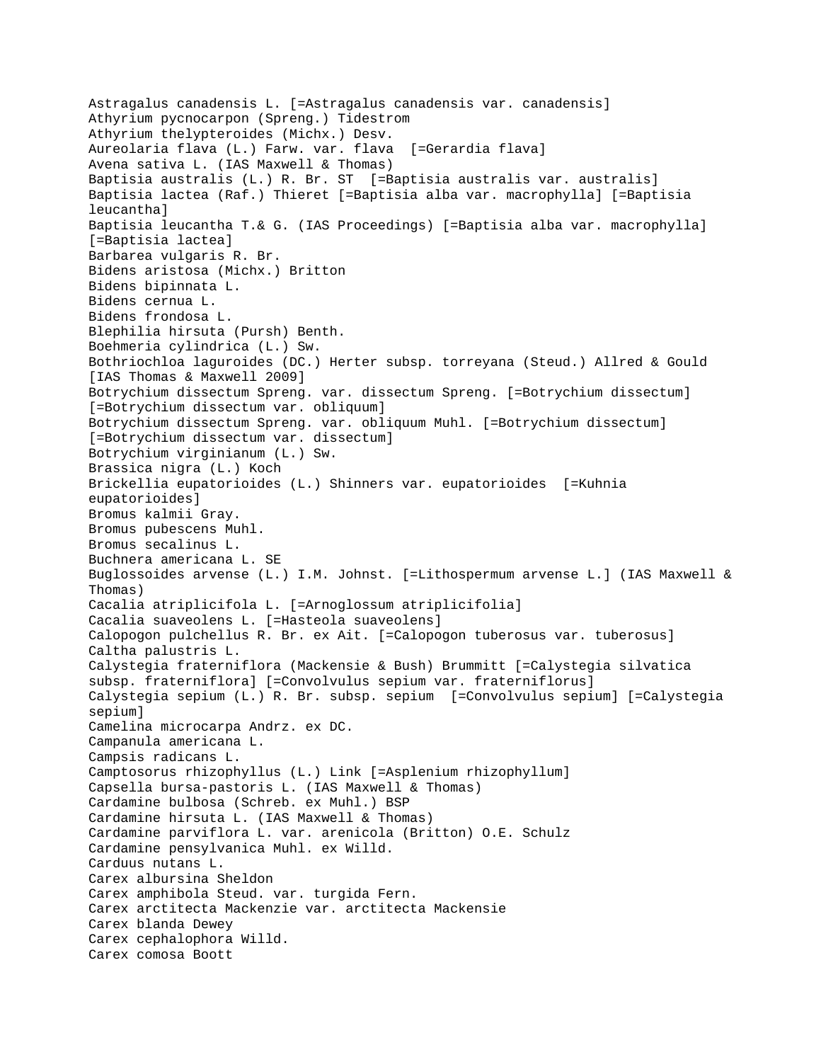Astragalus canadensis L. [=Astragalus canadensis var. canadensis]
Athyrium pycnocarpon (Spreng.) Tidestrom
Athyrium thelypteroides (Michx.) Desv.
Aureolaria flava (L.) Farw. var. flava  [=Gerardia flava]
Avena sativa L. (IAS Maxwell & Thomas)
Baptisia australis (L.) R. Br. ST  [=Baptisia australis var. australis]
Baptisia lactea (Raf.) Thieret [=Baptisia alba var. macrophylla] [=Baptisia leucantha]
Baptisia leucantha T.& G. (IAS Proceedings) [=Baptisia alba var. macrophylla] [=Baptisia lactea]
Barbarea vulgaris R. Br.
Bidens aristosa (Michx.) Britton
Bidens bipinnata L.
Bidens cernua L.
Bidens frondosa L.
Blephilia hirsuta (Pursh) Benth.
Boehmeria cylindrica (L.) Sw.
Bothriochloa laguroides (DC.) Herter subsp. torreyana (Steud.) Allred & Gould [IAS Thomas & Maxwell 2009]
Botrychium dissectum Spreng. var. dissectum Spreng. [=Botrychium dissectum] [=Botrychium dissectum var. obliquum]
Botrychium dissectum Spreng. var. obliquum Muhl. [=Botrychium dissectum] [=Botrychium dissectum var. dissectum]
Botrychium virginianum (L.) Sw.
Brassica nigra (L.) Koch
Brickellia eupatorioides (L.) Shinners var. eupatorioides  [=Kuhnia eupatorioides]
Bromus kalmii Gray.
Bromus pubescens Muhl.
Bromus secalinus L.
Buchnera americana L. SE
Buglossoides arvense (L.) I.M. Johnst. [=Lithospermum arvense L.] (IAS Maxwell & Thomas)
Cacalia atriplicifola L. [=Arnoglossum atriplicifolia]
Cacalia suaveolens L. [=Hasteola suaveolens]
Calopogon pulchellus R. Br. ex Ait. [=Calopogon tuberosus var. tuberosus]
Caltha palustris L.
Calystegia fraterniflora (Mackensie & Bush) Brummitt [=Calystegia silvatica subsp. fraterniflora] [=Convolvulus sepium var. fraterniflorus]
Calystegia sepium (L.) R. Br. subsp. sepium  [=Convolvulus sepium] [=Calystegia sepium]
Camelina microcarpa Andrz. ex DC.
Campanula americana L.
Campsis radicans L.
Camptosorus rhizophyllus (L.) Link [=Asplenium rhizophyllum]
Capsella bursa-pastoris L. (IAS Maxwell & Thomas)
Cardamine bulbosa (Schreb. ex Muhl.) BSP
Cardamine hirsuta L. (IAS Maxwell & Thomas)
Cardamine parviflora L. var. arenicola (Britton) O.E. Schulz
Cardamine pensylvanica Muhl. ex Willd.
Carduus nutans L.
Carex albursina Sheldon
Carex amphibola Steud. var. turgida Fern.
Carex arctitecta Mackenzie var. arctitecta Mackensie
Carex blanda Dewey
Carex cephalophora Willd.
Carex comosa Boott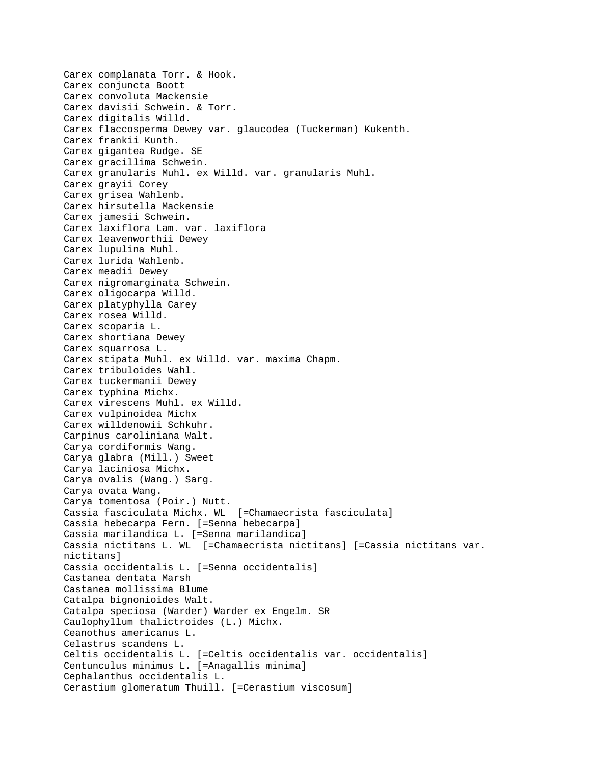Carex complanata Torr. & Hook.
Carex conjuncta Boott
Carex convoluta Mackensie
Carex davisii Schwein. & Torr.
Carex digitalis Willd.
Carex flaccosperma Dewey var. glaucodea (Tuckerman) Kukenth.
Carex frankii Kunth.
Carex gigantea Rudge. SE
Carex gracillima Schwein.
Carex granularis Muhl. ex Willd. var. granularis Muhl.
Carex grayii Corey
Carex grisea Wahlenb.
Carex hirsutella Mackensie
Carex jamesii Schwein.
Carex laxiflora Lam. var. laxiflora
Carex leavenworthii Dewey
Carex lupulina Muhl.
Carex lurida Wahlenb.
Carex meadii Dewey
Carex nigromarginata Schwein.
Carex oligocarpa Willd.
Carex platyphylla Carey
Carex rosea Willd.
Carex scoparia L.
Carex shortiana Dewey
Carex squarrosa L.
Carex stipata Muhl. ex Willd. var. maxima Chapm.
Carex tribuloides Wahl.
Carex tuckermanii Dewey
Carex typhina Michx.
Carex virescens Muhl. ex Willd.
Carex vulpinoidea Michx
Carex willdenowii Schkuhr.
Carpinus caroliniana Walt.
Carya cordiformis Wang.
Carya glabra (Mill.) Sweet
Carya laciniosa Michx.
Carya ovalis (Wang.) Sarg.
Carya ovata Wang.
Carya tomentosa (Poir.) Nutt.
Cassia fasciculata Michx. WL [=Chamaecrista fasciculata]
Cassia hebecarpa Fern. [=Senna hebecarpa]
Cassia marilandica L. [=Senna marilandica]
Cassia nictitans L. WL [=Chamaecrista nictitans] [=Cassia nictitans var. nictitans]
Cassia occidentalis L. [=Senna occidentalis]
Castanea dentata Marsh
Castanea mollissima Blume
Catalpa bignonioides Walt.
Catalpa speciosa (Warder) Warder ex Engelm. SR
Caulophyllum thalictroides (L.) Michx.
Ceanothus americanus L.
Celastrus scandens L.
Celtis occidentalis L. [=Celtis occidentalis var. occidentalis]
Centunculus minimus L. [=Anagallis minima]
Cephalanthus occidentalis L.
Cerastium glomeratum Thuill. [=Cerastium viscosum]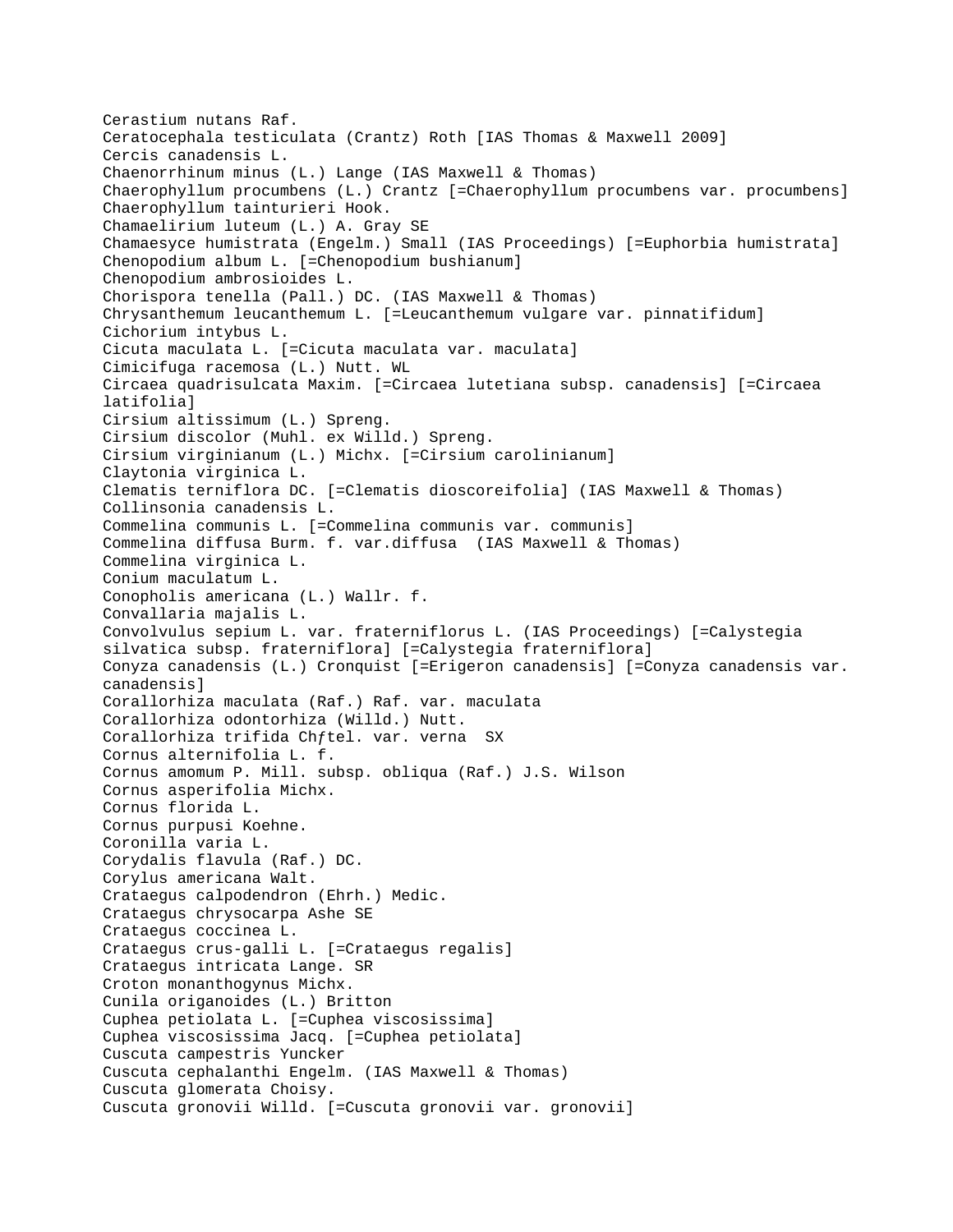Cerastium nutans Raf.
Ceratocephala testiculata (Crantz) Roth [IAS Thomas & Maxwell 2009]
Cercis canadensis L.
Chaenorrhinum minus (L.) Lange (IAS Maxwell & Thomas)
Chaerophyllum procumbens (L.) Crantz [=Chaerophyllum procumbens var. procumbens]
Chaerophyllum tainturieri Hook.
Chamaelirium luteum (L.) A. Gray SE
Chamaesyce humistrata (Engelm.) Small (IAS Proceedings) [=Euphorbia humistrata]
Chenopodium album L. [=Chenopodium bushianum]
Chenopodium ambrosioides L.
Chorispora tenella (Pall.) DC. (IAS Maxwell & Thomas)
Chrysanthemum leucanthemum L. [=Leucanthemum vulgare var. pinnatifidum]
Cichorium intybus L.
Cicuta maculata L. [=Cicuta maculata var. maculata]
Cimicifuga racemosa (L.) Nutt. WL
Circaea quadrisulcata Maxim. [=Circaea lutetiana subsp. canadensis] [=Circaea latifolia]
Cirsium altissimum (L.) Spreng.
Cirsium discolor (Muhl. ex Willd.) Spreng.
Cirsium virginianum (L.) Michx. [=Cirsium carolinianum]
Claytonia virginica L.
Clematis terniflora DC. [=Clematis dioscoreifolia] (IAS Maxwell & Thomas)
Collinsonia canadensis L.
Commelina communis L. [=Commelina communis var. communis]
Commelina diffusa Burm. f. var.diffusa (IAS Maxwell & Thomas)
Commelina virginica L.
Conium maculatum L.
Conopholis americana (L.) Wallr. f.
Convallaria majalis L.
Convolvulus sepium L. var. fraterniflorus L. (IAS Proceedings) [=Calystegia silvatica subsp. fraterniflora] [=Calystegia fraterniflora]
Conyza canadensis (L.) Cronquist [=Erigeron canadensis] [=Conyza canadensis var. canadensis]
Corallorhiza maculata (Raf.) Raf. var. maculata
Corallorhiza odontorhiza (Willd.) Nutt.
Corallorhiza trifida Chƒtel. var. verna SX
Cornus alternifolia L. f.
Cornus amomum P. Mill. subsp. obliqua (Raf.) J.S. Wilson
Cornus asperifolia Michx.
Cornus florida L.
Cornus purpusi Koehne.
Coronilla varia L.
Corydalis flavula (Raf.) DC.
Corylus americana Walt.
Crataegus calpodendron (Ehrh.) Medic.
Crataegus chrysocarpa Ashe SE
Crataegus coccinea L.
Crataegus crus-galli L. [=Crataegus regalis]
Crataegus intricata Lange. SR
Croton monanthogynus Michx.
Cunila origanoides (L.) Britton
Cuphea petiolata L. [=Cuphea viscosissima]
Cuphea viscosissima Jacq. [=Cuphea petiolata]
Cuscuta campestris Yuncker
Cuscuta cephalanthi Engelm. (IAS Maxwell & Thomas)
Cuscuta glomerata Choisy.
Cuscuta gronovii Willd. [=Cuscuta gronovii var. gronovii]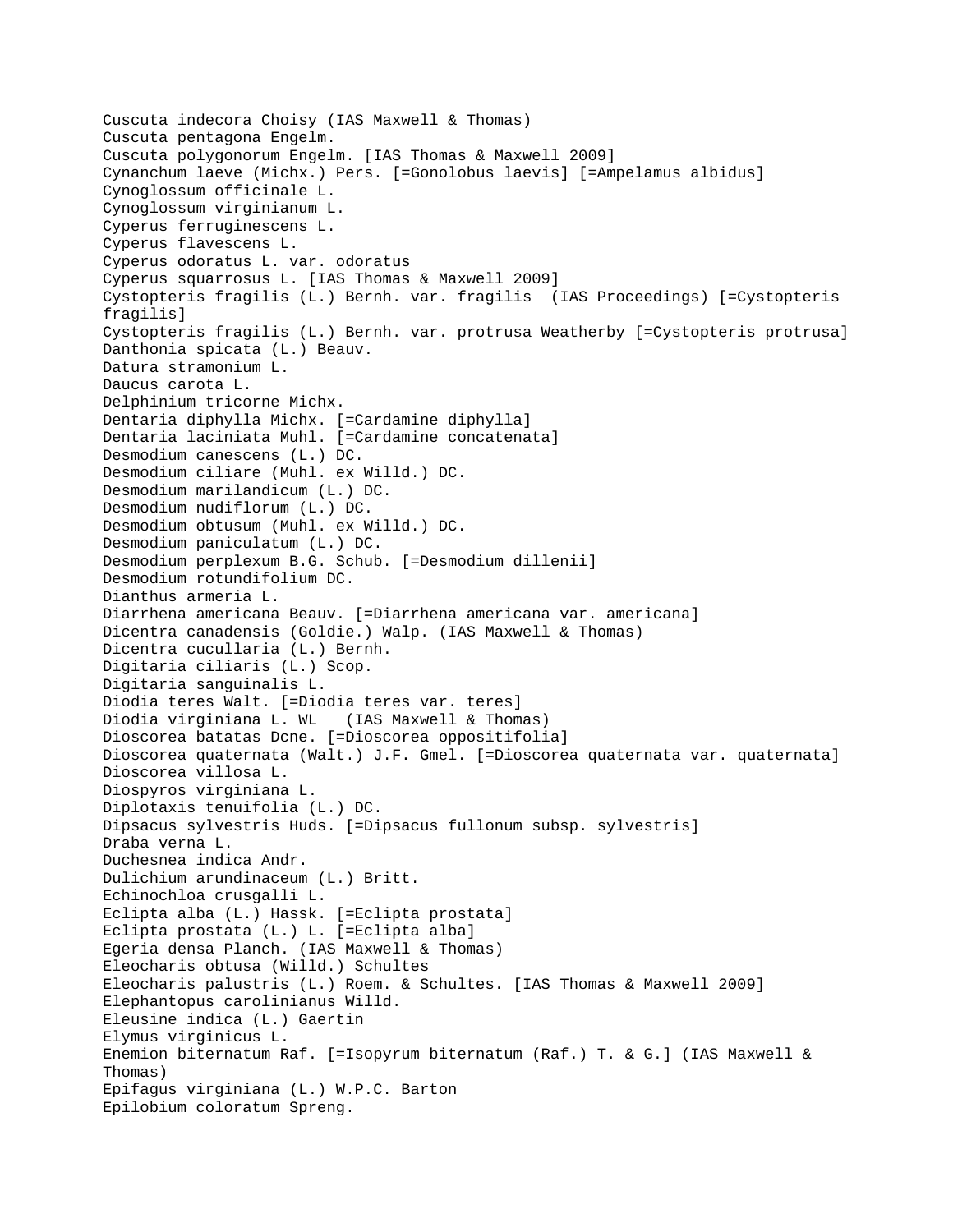Cuscuta indecora Choisy (IAS Maxwell & Thomas)
Cuscuta pentagona Engelm.
Cuscuta polygonorum Engelm. [IAS Thomas & Maxwell 2009]
Cynanchum laeve (Michx.) Pers. [=Gonolobus laevis] [=Ampelamus albidus]
Cynoglossum officinale L.
Cynoglossum virginianum L.
Cyperus ferruginescens L.
Cyperus flavescens L.
Cyperus odoratus L. var. odoratus
Cyperus squarrosus L. [IAS Thomas & Maxwell 2009]
Cystopteris fragilis (L.) Bernh. var. fragilis (IAS Proceedings) [=Cystopteris fragilis]
Cystopteris fragilis (L.) Bernh. var. protrusa Weatherby [=Cystopteris protrusa]
Danthonia spicata (L.) Beauv.
Datura stramonium L.
Daucus carota L.
Delphinium tricorne Michx.
Dentaria diphylla Michx. [=Cardamine diphylla]
Dentaria laciniata Muhl. [=Cardamine concatenata]
Desmodium canescens (L.) DC.
Desmodium ciliare (Muhl. ex Willd.) DC.
Desmodium marilandicum (L.) DC.
Desmodium nudiflorum (L.) DC.
Desmodium obtusum (Muhl. ex Willd.) DC.
Desmodium paniculatum (L.) DC.
Desmodium perplexum B.G. Schub. [=Desmodium dillenii]
Desmodium rotundifolium DC.
Dianthus armeria L.
Diarrhena americana Beauv. [=Diarrhena americana var. americana]
Dicentra canadensis (Goldie.) Walp. (IAS Maxwell & Thomas)
Dicentra cucullaria (L.) Bernh.
Digitaria ciliaris (L.) Scop.
Digitaria sanguinalis L.
Diodia teres Walt. [=Diodia teres var. teres]
Diodia virginiana L. WL (IAS Maxwell & Thomas)
Dioscorea batatas Dcne. [=Dioscorea oppositifolia]
Dioscorea quaternata (Walt.) J.F. Gmel. [=Dioscorea quaternata var. quaternata]
Dioscorea villosa L.
Diospyros virginiana L.
Diplotaxis tenuifolia (L.) DC.
Dipsacus sylvestris Huds. [=Dipsacus fullonum subsp. sylvestris]
Draba verna L.
Duchesnea indica Andr.
Dulichium arundinaceum (L.) Britt.
Echinochloa crusgalli L.
Eclipta alba (L.) Hassk. [=Eclipta prostata]
Eclipta prostata (L.) L. [=Eclipta alba]
Egeria densa Planch. (IAS Maxwell & Thomas)
Eleocharis obtusa (Willd.) Schultes
Eleocharis palustris (L.) Roem. & Schultes. [IAS Thomas & Maxwell 2009]
Elephantopus carolinianus Willd.
Eleusine indica (L.) Gaertin
Elymus virginicus L.
Enemion biternatum Raf. [=Isopyrum biternatum (Raf.) T. & G.] (IAS Maxwell & Thomas)
Epifagus virginiana (L.) W.P.C. Barton
Epilobium coloratum Spreng.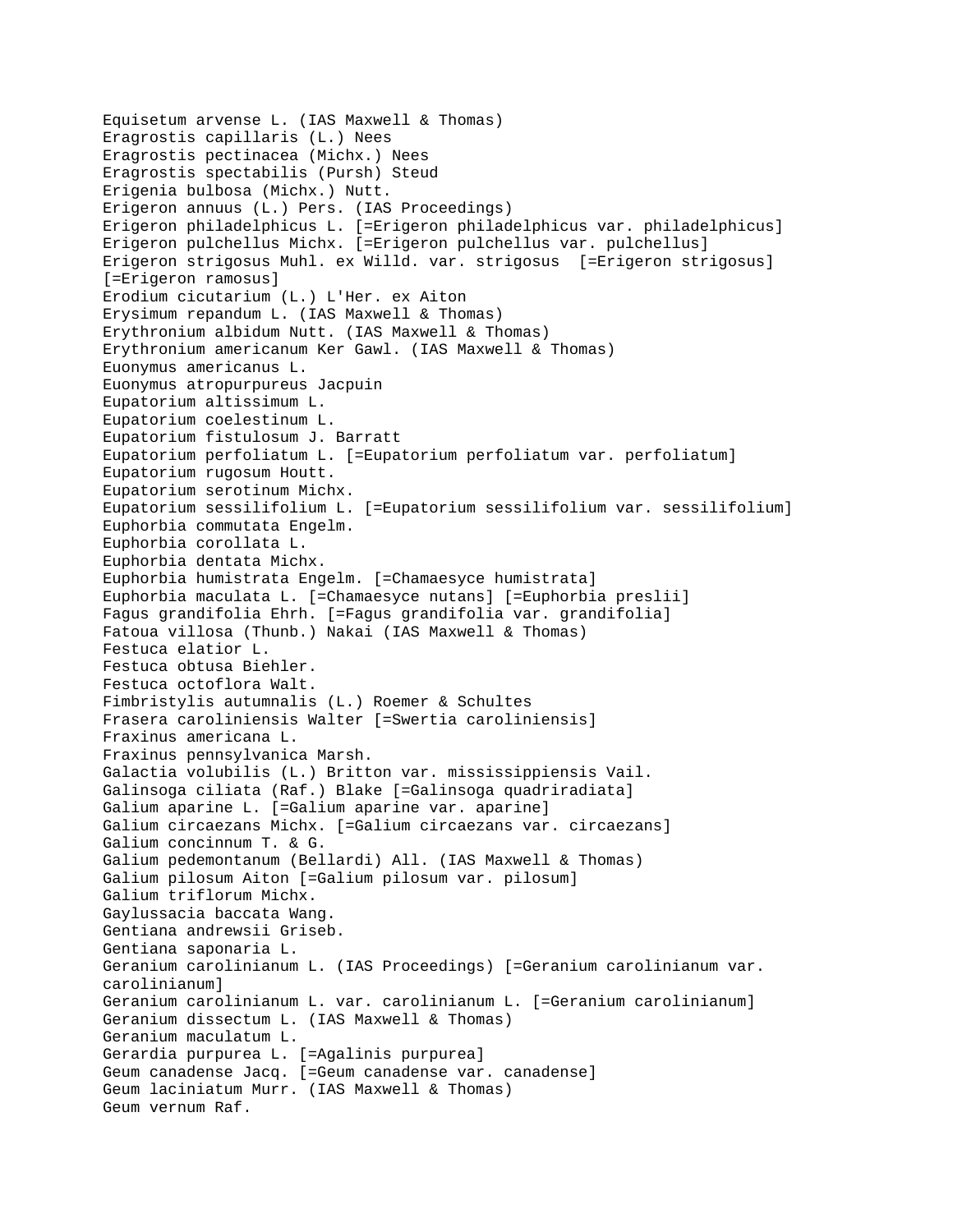Equisetum arvense L. (IAS Maxwell & Thomas)
Eragrostis capillaris (L.) Nees
Eragrostis pectinacea (Michx.) Nees
Eragrostis spectabilis (Pursh) Steud
Erigenia bulbosa (Michx.) Nutt.
Erigeron annuus (L.) Pers. (IAS Proceedings)
Erigeron philadelphicus L. [=Erigeron philadelphicus var. philadelphicus]
Erigeron pulchellus Michx. [=Erigeron pulchellus var. pulchellus]
Erigeron strigosus Muhl. ex Willd. var. strigosus [=Erigeron strigosus] [=Erigeron ramosus]
Erodium cicutarium (L.) L'Her. ex Aiton
Erysimum repandum L. (IAS Maxwell & Thomas)
Erythronium albidum Nutt. (IAS Maxwell & Thomas)
Erythronium americanum Ker Gawl. (IAS Maxwell & Thomas)
Euonymus americanus L.
Euonymus atropurpureus Jacpuin
Eupatorium altissimum L.
Eupatorium coelestinum L.
Eupatorium fistulosum J. Barratt
Eupatorium perfoliatum L. [=Eupatorium perfoliatum var. perfoliatum]
Eupatorium rugosum Houtt.
Eupatorium serotinum Michx.
Eupatorium sessilifolium L. [=Eupatorium sessilifolium var. sessilifolium]
Euphorbia commutata Engelm.
Euphorbia corollata L.
Euphorbia dentata Michx.
Euphorbia humistrata Engelm. [=Chamaesyce humistrata]
Euphorbia maculata L. [=Chamaesyce nutans] [=Euphorbia preslii]
Fagus grandifolia Ehrh. [=Fagus grandifolia var. grandifolia]
Fatoua villosa (Thunb.) Nakai (IAS Maxwell & Thomas)
Festuca elatior L.
Festuca obtusa Biehler.
Festuca octoflora Walt.
Fimbristylis autumnalis (L.) Roemer & Schultes
Frasera caroliniensis Walter [=Swertia caroliniensis]
Fraxinus americana L.
Fraxinus pennsylvanica Marsh.
Galactia volubilis (L.) Britton var. mississippiensis Vail.
Galinsoga ciliata (Raf.) Blake [=Galinsoga quadriradiata]
Galium aparine L. [=Galium aparine var. aparine]
Galium circaezans Michx. [=Galium circaezans var. circaezans]
Galium concinnum T. & G.
Galium pedemontanum (Bellardi) All. (IAS Maxwell & Thomas)
Galium pilosum Aiton [=Galium pilosum var. pilosum]
Galium triflorum Michx.
Gaylussacia baccata Wang.
Gentiana andrewsii Griseb.
Gentiana saponaria L.
Geranium carolinianum L. (IAS Proceedings) [=Geranium carolinianum var. carolinianum]
Geranium carolinianum L. var. carolinianum L. [=Geranium carolinianum]
Geranium dissectum L. (IAS Maxwell & Thomas)
Geranium maculatum L.
Gerardia purpurea L. [=Agalinis purpurea]
Geum canadense Jacq. [=Geum canadense var. canadense]
Geum laciniatum Murr. (IAS Maxwell & Thomas)
Geum vernum Raf.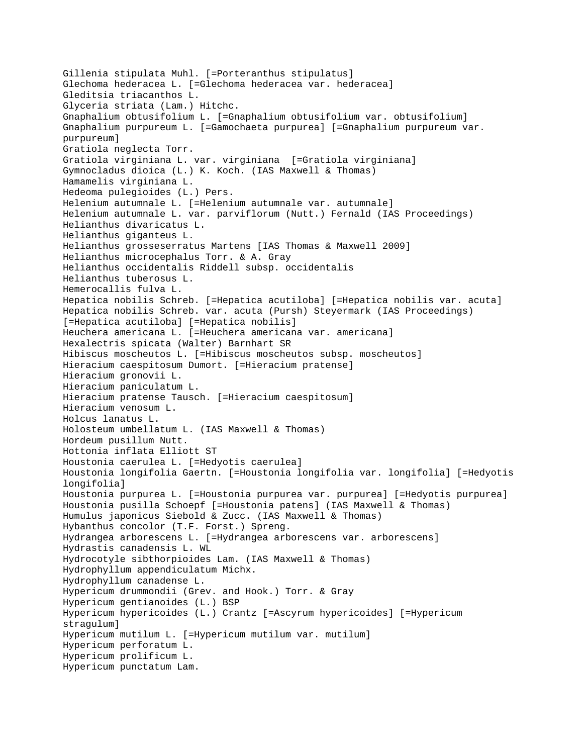Gillenia stipulata Muhl. [=Porteranthus stipulatus]
Glechoma hederacea L. [=Glechoma hederacea var. hederacea]
Gleditsia triacanthos L.
Glyceria striata (Lam.) Hitchc.
Gnaphalium obtusifolium L. [=Gnaphalium obtusifolium var. obtusifolium]
Gnaphalium purpureum L. [=Gamochaeta purpurea] [=Gnaphalium purpureum var. purpureum]
Gratiola neglecta Torr.
Gratiola virginiana L. var. virginiana [=Gratiola virginiana]
Gymnocladus dioica (L.) K. Koch. (IAS Maxwell & Thomas)
Hamamelis virginiana L.
Hedeoma pulegioides (L.) Pers.
Helenium autumnale L. [=Helenium autumnale var. autumnale]
Helenium autumnale L. var. parviflorum (Nutt.) Fernald (IAS Proceedings)
Helianthus divaricatus L.
Helianthus giganteus L.
Helianthus grosseserratus Martens [IAS Thomas & Maxwell 2009]
Helianthus microcephalus Torr. & A. Gray
Helianthus occidentalis Riddell subsp. occidentalis
Helianthus tuberosus L.
Hemerocallis fulva L.
Hepatica nobilis Schreb. [=Hepatica acutiloba] [=Hepatica nobilis var. acuta]
Hepatica nobilis Schreb. var. acuta (Pursh) Steyermark (IAS Proceedings) [=Hepatica acutiloba] [=Hepatica nobilis]
Heuchera americana L. [=Heuchera americana var. americana]
Hexalectris spicata (Walter) Barnhart SR
Hibiscus moscheutos L. [=Hibiscus moscheutos subsp. moscheutos]
Hieracium caespitosum Dumort. [=Hieracium pratense]
Hieracium gronovii L.
Hieracium paniculatum L.
Hieracium pratense Tausch. [=Hieracium caespitosum]
Hieracium venosum L.
Holcus lanatus L.
Holosteum umbellatum L. (IAS Maxwell & Thomas)
Hordeum pusillum Nutt.
Hottonia inflata Elliott ST
Houstonia caerulea L. [=Hedyotis caerulea]
Houstonia longifolia Gaertn. [=Houstonia longifolia var. longifolia] [=Hedyotis longifolia]
Houstonia purpurea L. [=Houstonia purpurea var. purpurea] [=Hedyotis purpurea]
Houstonia pusilla Schoepf [=Houstonia patens] (IAS Maxwell & Thomas)
Humulus japonicus Siebold & Zucc. (IAS Maxwell & Thomas)
Hybanthus concolor (T.F. Forst.) Spreng.
Hydrangea arborescens L. [=Hydrangea arborescens var. arborescens]
Hydrastis canadensis L. WL
Hydrocotyle sibthorpioides Lam. (IAS Maxwell & Thomas)
Hydrophyllum appendiculatum Michx.
Hydrophyllum canadense L.
Hypericum drummondii (Grev. and Hook.) Torr. & Gray
Hypericum gentianoides (L.) BSP
Hypericum hypericoides (L.) Crantz [=Ascyrum hypericoides] [=Hypericum stragulum]
Hypericum mutilum L. [=Hypericum mutilum var. mutilum]
Hypericum perforatum L.
Hypericum prolificum L.
Hypericum punctatum Lam.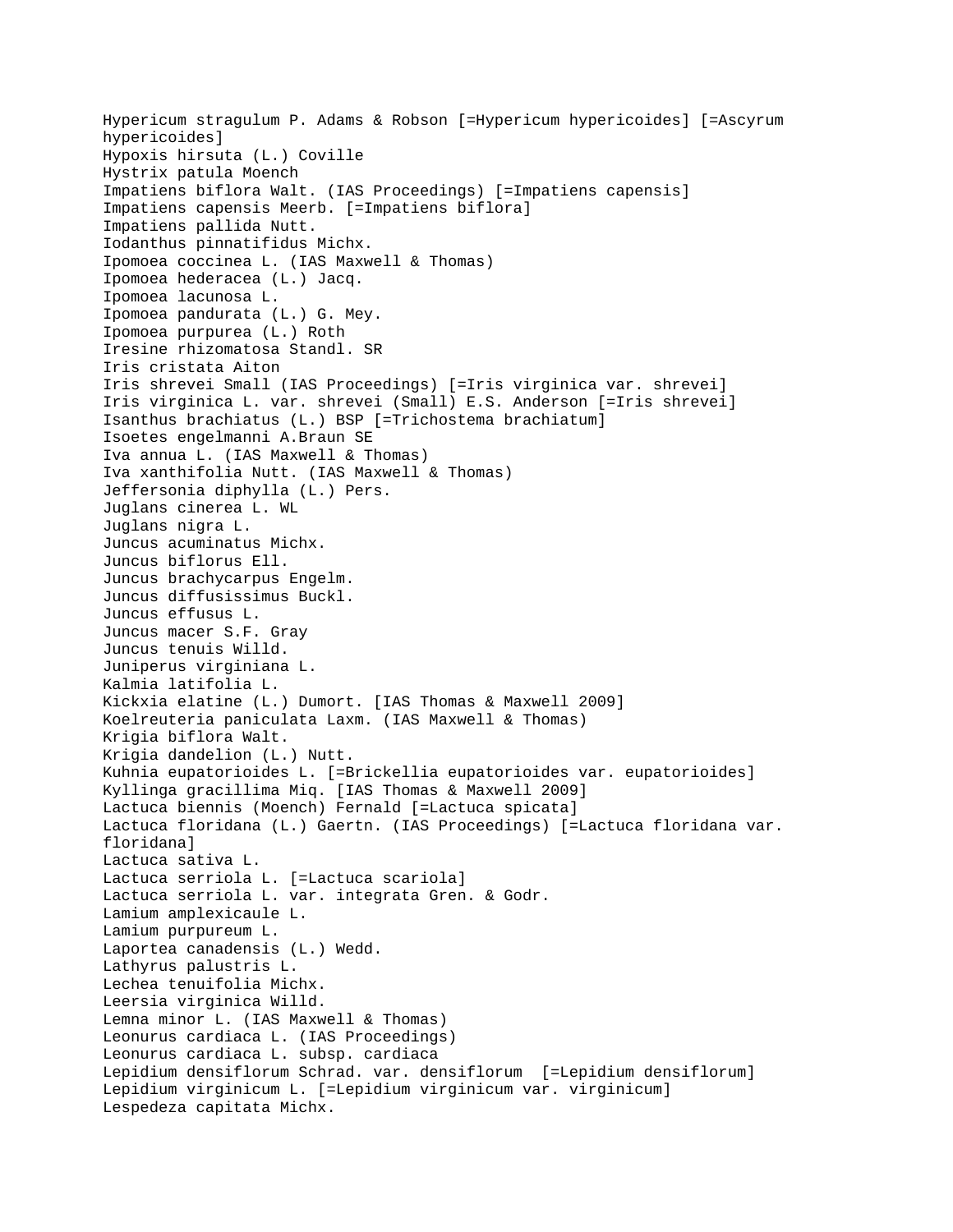Hypericum stragulum P. Adams & Robson [=Hypericum hypericoides] [=Ascyrum hypericoides]
Hypoxis hirsuta (L.) Coville
Hystrix patula Moench
Impatiens biflora Walt. (IAS Proceedings) [=Impatiens capensis]
Impatiens capensis Meerb. [=Impatiens biflora]
Impatiens pallida Nutt.
Iodanthus pinnatifidus Michx.
Ipomoea coccinea L. (IAS Maxwell & Thomas)
Ipomoea hederacea (L.) Jacq.
Ipomoea lacunosa L.
Ipomoea pandurata (L.) G. Mey.
Ipomoea purpurea (L.) Roth
Iresine rhizomatosa Standl. SR
Iris cristata Aiton
Iris shrevei Small (IAS Proceedings) [=Iris virginica var. shrevei]
Iris virginica L. var. shrevei (Small) E.S. Anderson [=Iris shrevei]
Isanthus brachiatus (L.) BSP [=Trichostema brachiatum]
Isoetes engelmanni A.Braun SE
Iva annua L. (IAS Maxwell & Thomas)
Iva xanthifolia Nutt. (IAS Maxwell & Thomas)
Jeffersonia diphylla (L.) Pers.
Juglans cinerea L. WL
Juglans nigra L.
Juncus acuminatus Michx.
Juncus biflorus Ell.
Juncus brachycarpus Engelm.
Juncus diffusissimus Buckl.
Juncus effusus L.
Juncus macer S.F. Gray
Juncus tenuis Willd.
Juniperus virginiana L.
Kalmia latifolia L.
Kickxia elatine (L.) Dumort. [IAS Thomas & Maxwell 2009]
Koelreuteria paniculata Laxm. (IAS Maxwell & Thomas)
Krigia biflora Walt.
Krigia dandelion (L.) Nutt.
Kuhnia eupatorioides L. [=Brickellia eupatorioides var. eupatorioides]
Kyllinga gracillima Miq. [IAS Thomas & Maxwell 2009]
Lactuca biennis (Moench) Fernald [=Lactuca spicata]
Lactuca floridana (L.) Gaertn. (IAS Proceedings) [=Lactuca floridana var. floridana]
Lactuca sativa L.
Lactuca serriola L. [=Lactuca scariola]
Lactuca serriola L. var. integrata Gren. & Godr.
Lamium amplexicaule L.
Lamium purpureum L.
Laportea canadensis (L.) Wedd.
Lathyrus palustris L.
Lechea tenuifolia Michx.
Leersia virginica Willd.
Lemna minor L. (IAS Maxwell & Thomas)
Leonurus cardiaca L. (IAS Proceedings)
Leonurus cardiaca L. subsp. cardiaca
Lepidium densiflorum Schrad. var. densiflorum [=Lepidium densiflorum]
Lepidium virginicum L. [=Lepidium virginicum var. virginicum]
Lespedeza capitata Michx.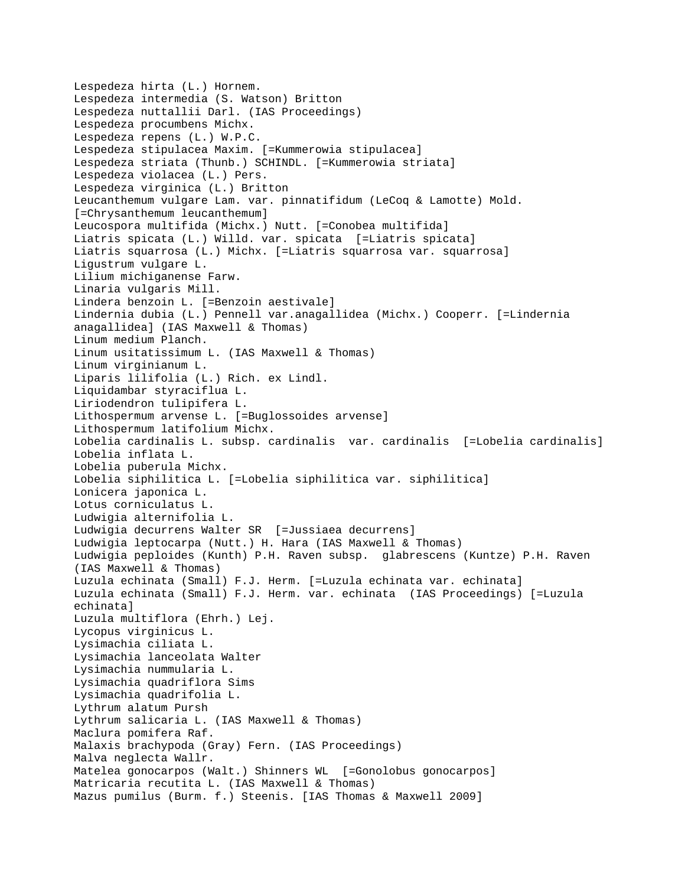Lespedeza hirta (L.) Hornem.
Lespedeza intermedia (S. Watson) Britton
Lespedeza nuttallii Darl. (IAS Proceedings)
Lespedeza procumbens Michx.
Lespedeza repens (L.) W.P.C.
Lespedeza stipulacea Maxim. [=Kummerowia stipulacea]
Lespedeza striata (Thunb.) SCHINDL. [=Kummerowia striata]
Lespedeza violacea (L.) Pers.
Lespedeza virginica (L.) Britton
Leucanthemum vulgare Lam. var. pinnatifidum (LeCoq & Lamotte) Mold. [=Chrysanthemum leucanthemum]
Leucospora multifida (Michx.) Nutt. [=Conobea multifida]
Liatris spicata (L.) Willd. var. spicata [=Liatris spicata]
Liatris squarrosa (L.) Michx. [=Liatris squarrosa var. squarrosa]
Ligustrum vulgare L.
Lilium michiganense Farw.
Linaria vulgaris Mill.
Lindera benzoin L. [=Benzoin aestivale]
Lindernia dubia (L.) Pennell var.anagallidea (Michx.) Cooperr. [=Lindernia anagallidea] (IAS Maxwell & Thomas)
Linum medium Planch.
Linum usitatissimum L. (IAS Maxwell & Thomas)
Linum virginianum L.
Liparis lilifolia (L.) Rich. ex Lindl.
Liquidambar styraciflua L.
Liriodendron tulipifera L.
Lithospermum arvense L. [=Buglossoides arvense]
Lithospermum latifolium Michx.
Lobelia cardinalis L. subsp. cardinalis var. cardinalis [=Lobelia cardinalis]
Lobelia inflata L.
Lobelia puberula Michx.
Lobelia siphilitica L. [=Lobelia siphilitica var. siphilitica]
Lonicera japonica L.
Lotus corniculatus L.
Ludwigia alternifolia L.
Ludwigia decurrens Walter SR [=Jussiaea decurrens]
Ludwigia leptocarpa (Nutt.) H. Hara (IAS Maxwell & Thomas)
Ludwigia peploides (Kunth) P.H. Raven subsp. glabrescens (Kuntze) P.H. Raven (IAS Maxwell & Thomas)
Luzula echinata (Small) F.J. Herm. [=Luzula echinata var. echinata]
Luzula echinata (Small) F.J. Herm. var. echinata (IAS Proceedings) [=Luzula echinata]
Luzula multiflora (Ehrh.) Lej.
Lycopus virginicus L.
Lysimachia ciliata L.
Lysimachia lanceolata Walter
Lysimachia nummularia L.
Lysimachia quadriflora Sims
Lysimachia quadrifolia L.
Lythrum alatum Pursh
Lythrum salicaria L. (IAS Maxwell & Thomas)
Maclura pomifera Raf.
Malaxis brachypoda (Gray) Fern. (IAS Proceedings)
Malva neglecta Wallr.
Matelea gonocarpos (Walt.) Shinners WL [=Gonolobus gonocarpos]
Matricaria recutita L. (IAS Maxwell & Thomas)
Mazus pumilus (Burm. f.) Steenis. [IAS Thomas & Maxwell 2009]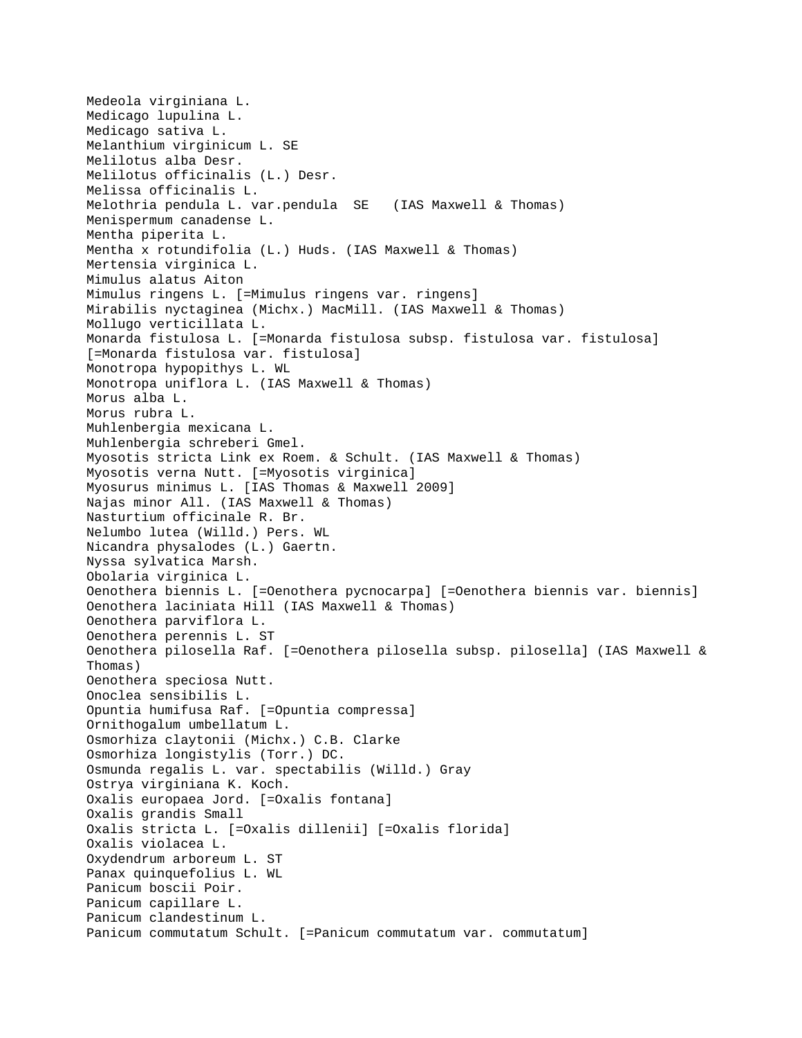Medeola virginiana L.
Medicago lupulina L.
Medicago sativa L.
Melanthium virginicum L. SE
Melilotus alba Desr.
Melilotus officinalis (L.) Desr.
Melissa officinalis L.
Melothria pendula L. var.pendula  SE   (IAS Maxwell & Thomas)
Menispermum canadense L.
Mentha piperita L.
Mentha x rotundifolia (L.) Huds. (IAS Maxwell & Thomas)
Mertensia virginica L.
Mimulus alatus Aiton
Mimulus ringens L. [=Mimulus ringens var. ringens]
Mirabilis nyctaginea (Michx.) MacMill. (IAS Maxwell & Thomas)
Mollugo verticillata L.
Monarda fistulosa L. [=Monarda fistulosa subsp. fistulosa var. fistulosa] [=Monarda fistulosa var. fistulosa]
Monotropa hypopithys L. WL
Monotropa uniflora L. (IAS Maxwell & Thomas)
Morus alba L.
Morus rubra L.
Muhlenbergia mexicana L.
Muhlenbergia schreberi Gmel.
Myosotis stricta Link ex Roem. & Schult. (IAS Maxwell & Thomas)
Myosotis verna Nutt. [=Myosotis virginica]
Myosurus minimus L. [IAS Thomas & Maxwell 2009]
Najas minor All. (IAS Maxwell & Thomas)
Nasturtium officinale R. Br.
Nelumbo lutea (Willd.) Pers. WL
Nicandra physalodes (L.) Gaertn.
Nyssa sylvatica Marsh.
Obolaria virginica L.
Oenothera biennis L. [=Oenothera pycnocarpa] [=Oenothera biennis var. biennis]
Oenothera laciniata Hill (IAS Maxwell & Thomas)
Oenothera parviflora L.
Oenothera perennis L. ST
Oenothera pilosella Raf. [=Oenothera pilosella subsp. pilosella] (IAS Maxwell & Thomas)
Oenothera speciosa Nutt.
Onoclea sensibilis L.
Opuntia humifusa Raf. [=Opuntia compressa]
Ornithogalum umbellatum L.
Osmorhiza claytonii (Michx.) C.B. Clarke
Osmorhiza longistylis (Torr.) DC.
Osmunda regalis L. var. spectabilis (Willd.) Gray
Ostrya virginiana K. Koch.
Oxalis europaea Jord. [=Oxalis fontana]
Oxalis grandis Small
Oxalis stricta L. [=Oxalis dillenii] [=Oxalis florida]
Oxalis violacea L.
Oxydendrum arboreum L. ST
Panax quinquefolius L. WL
Panicum boscii Poir.
Panicum capillare L.
Panicum clandestinum L.
Panicum commutatum Schult. [=Panicum commutatum var. commutatum]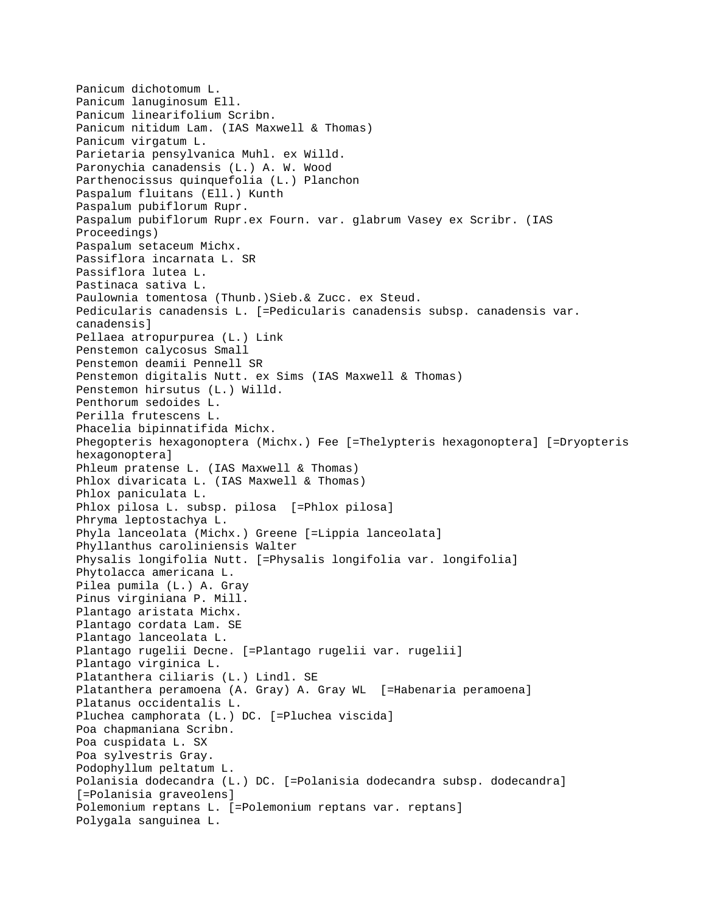Panicum dichotomum L.
Panicum lanuginosum Ell.
Panicum linearifolium Scribn.
Panicum nitidum Lam. (IAS Maxwell & Thomas)
Panicum virgatum L.
Parietaria pensylvanica Muhl. ex Willd.
Paronychia canadensis (L.) A. W. Wood
Parthenocissus quinquefolia (L.) Planchon
Paspalum fluitans (Ell.) Kunth
Paspalum pubiflorum Rupr.
Paspalum pubiflorum Rupr.ex Fourn. var. glabrum Vasey ex Scribr. (IAS Proceedings)
Paspalum setaceum Michx.
Passiflora incarnata L. SR
Passiflora lutea L.
Pastinaca sativa L.
Paulownia tomentosa (Thunb.)Sieb.& Zucc. ex Steud.
Pedicularis canadensis L. [=Pedicularis canadensis subsp. canadensis var. canadensis]
Pellaea atropurpurea (L.) Link
Penstemon calycosus Small
Penstemon deamii Pennell SR
Penstemon digitalis Nutt. ex Sims (IAS Maxwell & Thomas)
Penstemon hirsutus (L.) Willd.
Penthorum sedoides L.
Perilla frutescens L.
Phacelia bipinnatifida Michx.
Phegopteris hexagonoptera (Michx.) Fee [=Thelypteris hexagonoptera] [=Dryopteris hexagonoptera]
Phleum pratense L. (IAS Maxwell & Thomas)
Phlox divaricata L. (IAS Maxwell & Thomas)
Phlox paniculata L.
Phlox pilosa L. subsp. pilosa  [=Phlox pilosa]
Phryma leptostachya L.
Phyla lanceolata (Michx.) Greene [=Lippia lanceolata]
Phyllanthus caroliniensis Walter
Physalis longifolia Nutt. [=Physalis longifolia var. longifolia]
Phytolacca americana L.
Pilea pumila (L.) A. Gray
Pinus virginiana P. Mill.
Plantago aristata Michx.
Plantago cordata Lam. SE
Plantago lanceolata L.
Plantago rugelii Decne. [=Plantago rugelii var. rugelii]
Plantago virginica L.
Platanthera ciliaris (L.) Lindl. SE
Platanthera peramoena (A. Gray) A. Gray WL  [=Habenaria peramoena]
Platanus occidentalis L.
Pluchea camphorata (L.) DC. [=Pluchea viscida]
Poa chapmaniana Scribn.
Poa cuspidata L. SX
Poa sylvestris Gray.
Podophyllum peltatum L.
Polanisia dodecandra (L.) DC. [=Polanisia dodecandra subsp. dodecandra] [=Polanisia graveolens]
Polemonium reptans L. [=Polemonium reptans var. reptans]
Polygala sanguinea L.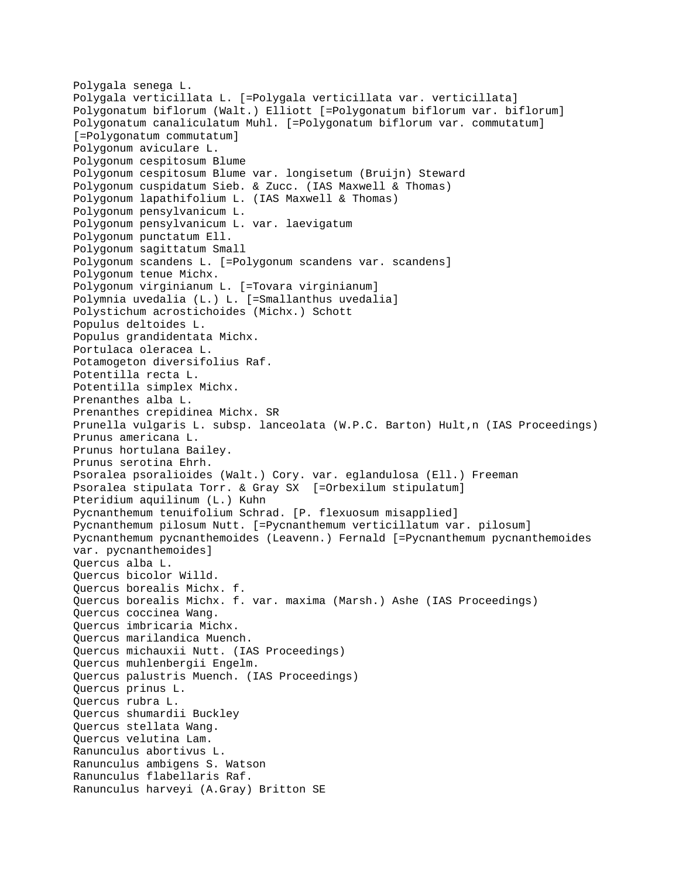Polygala senega L.
Polygala verticillata L. [=Polygala verticillata var. verticillata]
Polygonatum biflorum (Walt.) Elliott [=Polygonatum biflorum var. biflorum]
Polygonatum canaliculatum Muhl. [=Polygonatum biflorum var. commutatum] [=Polygonatum commutatum]
Polygonum aviculare L.
Polygonum cespitosum Blume
Polygonum cespitosum Blume var. longisetum (Bruijn) Steward
Polygonum cuspidatum Sieb. & Zucc. (IAS Maxwell & Thomas)
Polygonum lapathifolium L. (IAS Maxwell & Thomas)
Polygonum pensylvanicum L.
Polygonum pensylvanicum L. var. laevigatum
Polygonum punctatum Ell.
Polygonum sagittatum Small
Polygonum scandens L. [=Polygonum scandens var. scandens]
Polygonum tenue Michx.
Polygonum virginianum L. [=Tovara virginianum]
Polymnia uvedalia (L.) L. [=Smallanthus uvedalia]
Polystichum acrostichoides (Michx.) Schott
Populus deltoides L.
Populus grandidentata Michx.
Portulaca oleracea L.
Potamogeton diversifolius Raf.
Potentilla recta L.
Potentilla simplex Michx.
Prenanthes alba L.
Prenanthes crepidinea Michx. SR
Prunella vulgaris L. subsp. lanceolata (W.P.C. Barton) Hult,n (IAS Proceedings)
Prunus americana L.
Prunus hortulana Bailey.
Prunus serotina Ehrh.
Psoralea psoralioides (Walt.) Cory. var. eglandulosa (Ell.) Freeman
Psoralea stipulata Torr. & Gray SX [=Orbexilum stipulatum]
Pteridium aquilinum (L.) Kuhn
Pycnanthemum tenuifolium Schrad. [P. flexuosum misapplied]
Pycnanthemum pilosum Nutt. [=Pycnanthemum verticillatum var. pilosum]
Pycnanthemum pycnanthemoides (Leavenn.) Fernald [=Pycnanthemum pycnanthemoides var. pycnanthemoides]
Quercus alba L.
Quercus bicolor Willd.
Quercus borealis Michx. f.
Quercus borealis Michx. f. var. maxima (Marsh.) Ashe (IAS Proceedings)
Quercus coccinea Wang.
Quercus imbricaria Michx.
Quercus marilandica Muench.
Quercus michauxii Nutt. (IAS Proceedings)
Quercus muhlenbergii Engelm.
Quercus palustris Muench. (IAS Proceedings)
Quercus prinus L.
Quercus rubra L.
Quercus shumardii Buckley
Quercus stellata Wang.
Quercus velutina Lam.
Ranunculus abortivus L.
Ranunculus ambigens S. Watson
Ranunculus flabellaris Raf.
Ranunculus harveyi (A.Gray) Britton SE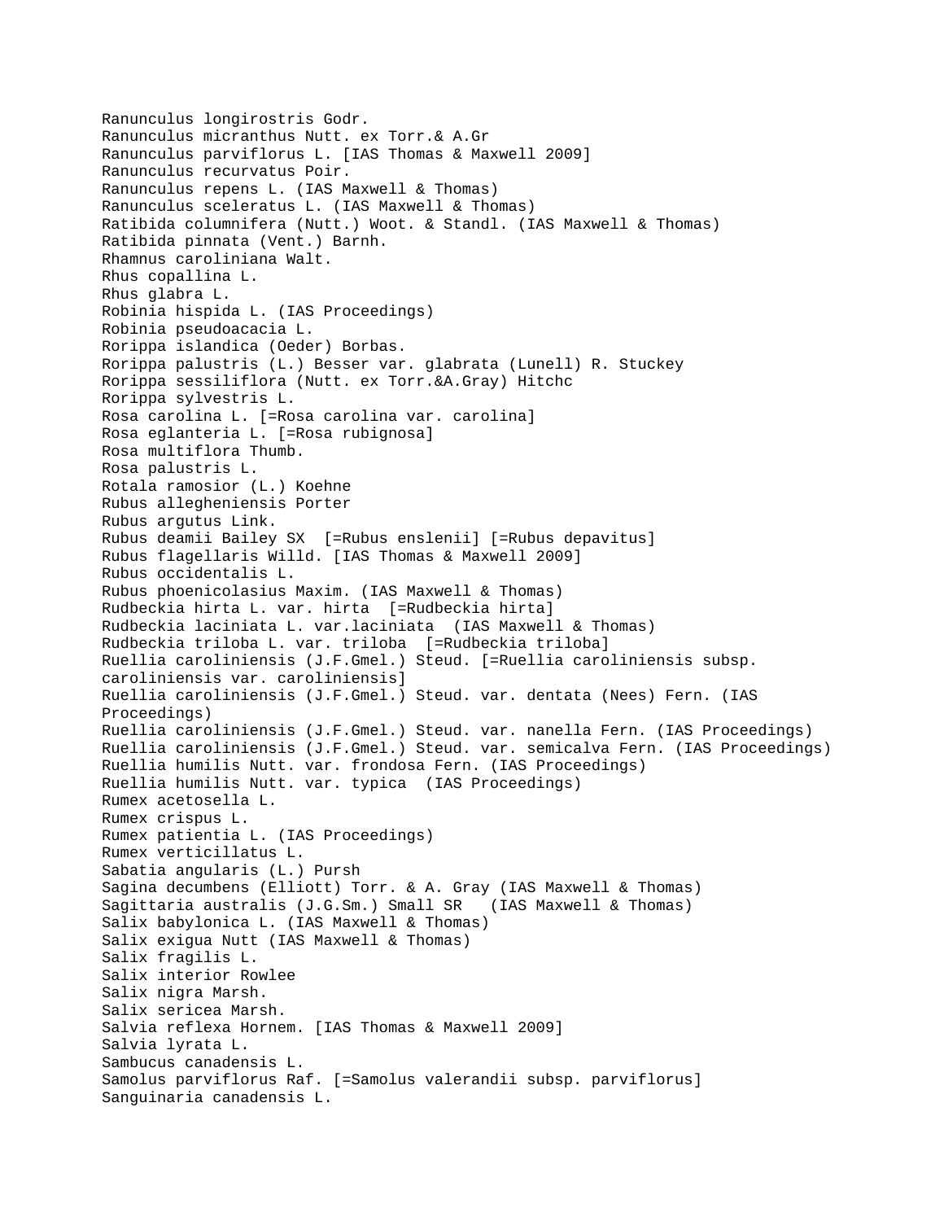Ranunculus longirostris Godr.
Ranunculus micranthus Nutt. ex Torr.& A.Gr
Ranunculus parviflorus L. [IAS Thomas & Maxwell 2009]
Ranunculus recurvatus Poir.
Ranunculus repens L. (IAS Maxwell & Thomas)
Ranunculus sceleratus L. (IAS Maxwell & Thomas)
Ratibida columnifera (Nutt.) Woot. & Standl. (IAS Maxwell & Thomas)
Ratibida pinnata (Vent.) Barnh.
Rhamnus caroliniana Walt.
Rhus copallina L.
Rhus glabra L.
Robinia hispida L. (IAS Proceedings)
Robinia pseudoacacia L.
Rorippa islandica (Oeder) Borbas.
Rorippa palustris (L.) Besser var. glabrata (Lunell) R. Stuckey
Rorippa sessiliflora (Nutt. ex Torr.&A.Gray) Hitchc
Rorippa sylvestris L.
Rosa carolina L. [=Rosa carolina var. carolina]
Rosa eglanteria L. [=Rosa rubignosa]
Rosa multiflora Thumb.
Rosa palustris L.
Rotala ramosior (L.) Koehne
Rubus allegheniensis Porter
Rubus argutus Link.
Rubus deamii Bailey SX [=Rubus enslenii] [=Rubus depavitus]
Rubus flagellaris Willd. [IAS Thomas & Maxwell 2009]
Rubus occidentalis L.
Rubus phoenicolasius Maxim. (IAS Maxwell & Thomas)
Rudbeckia hirta L. var. hirta [=Rudbeckia hirta]
Rudbeckia laciniata L. var.laciniata (IAS Maxwell & Thomas)
Rudbeckia triloba L. var. triloba [=Rudbeckia triloba]
Ruellia caroliniensis (J.F.Gmel.) Steud. [=Ruellia caroliniensis subsp. caroliniensis var. caroliniensis]
Ruellia caroliniensis (J.F.Gmel.) Steud. var. dentata (Nees) Fern. (IAS Proceedings)
Ruellia caroliniensis (J.F.Gmel.) Steud. var. nanella Fern. (IAS Proceedings)
Ruellia caroliniensis (J.F.Gmel.) Steud. var. semicalva Fern. (IAS Proceedings)
Ruellia humilis Nutt. var. frondosa Fern. (IAS Proceedings)
Ruellia humilis Nutt. var. typica (IAS Proceedings)
Rumex acetosella L.
Rumex crispus L.
Rumex patientia L. (IAS Proceedings)
Rumex verticillatus L.
Sabatia angularis (L.) Pursh
Sagina decumbens (Elliott) Torr. & A. Gray (IAS Maxwell & Thomas)
Sagittaria australis (J.G.Sm.) Small SR (IAS Maxwell & Thomas)
Salix babylonica L. (IAS Maxwell & Thomas)
Salix exigua Nutt (IAS Maxwell & Thomas)
Salix fragilis L.
Salix interior Rowlee
Salix nigra Marsh.
Salix sericea Marsh.
Salvia reflexa Hornem. [IAS Thomas & Maxwell 2009]
Salvia lyrata L.
Sambucus canadensis L.
Samolus parviflorus Raf. [=Samolus valerandii subsp. parviflorus]
Sanguinaria canadensis L.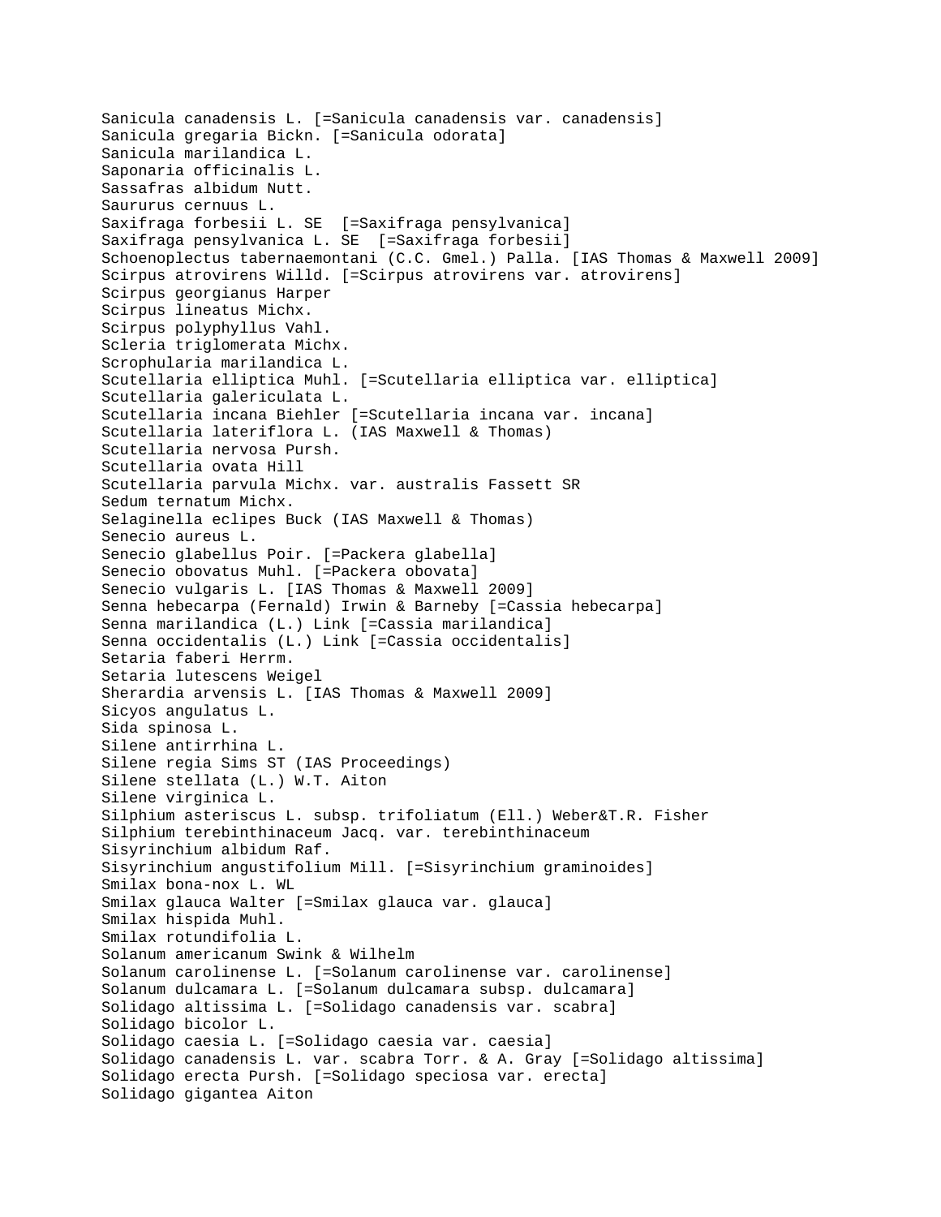Sanicula canadensis L. [=Sanicula canadensis var. canadensis]
Sanicula gregaria Bickn. [=Sanicula odorata]
Sanicula marilandica L.
Saponaria officinalis L.
Sassafras albidum Nutt.
Saururus cernuus L.
Saxifraga forbesii L. SE  [=Saxifraga pensylvanica]
Saxifraga pensylvanica L. SE  [=Saxifraga forbesii]
Schoenoplectus tabernaemontani (C.C. Gmel.) Palla. [IAS Thomas & Maxwell 2009]
Scirpus atrovirens Willd. [=Scirpus atrovirens var. atrovirens]
Scirpus georgianus Harper
Scirpus lineatus Michx.
Scirpus polyphyllus Vahl.
Scleria triglomerata Michx.
Scrophularia marilandica L.
Scutellaria elliptica Muhl. [=Scutellaria elliptica var. elliptica]
Scutellaria galericulata L.
Scutellaria incana Biehler [=Scutellaria incana var. incana]
Scutellaria lateriflora L. (IAS Maxwell & Thomas)
Scutellaria nervosa Pursh.
Scutellaria ovata Hill
Scutellaria parvula Michx. var. australis Fassett SR
Sedum ternatum Michx.
Selaginella eclipes Buck (IAS Maxwell & Thomas)
Senecio aureus L.
Senecio glabellus Poir. [=Packera glabella]
Senecio obovatus Muhl. [=Packera obovata]
Senecio vulgaris L. [IAS Thomas & Maxwell 2009]
Senna hebecarpa (Fernald) Irwin & Barneby [=Cassia hebecarpa]
Senna marilandica (L.) Link [=Cassia marilandica]
Senna occidentalis (L.) Link [=Cassia occidentalis]
Setaria faberi Herrm.
Setaria lutescens Weigel
Sherardia arvensis L. [IAS Thomas & Maxwell 2009]
Sicyos angulatus L.
Sida spinosa L.
Silene antirrhina L.
Silene regia Sims ST (IAS Proceedings)
Silene stellata (L.) W.T. Aiton
Silene virginica L.
Silphium asteriscus L. subsp. trifoliatum (Ell.) Weber&T.R. Fisher
Silphium terebinthinaceum Jacq. var. terebinthinaceum
Sisyrinchium albidum Raf.
Sisyrinchium angustifolium Mill. [=Sisyrinchium graminoides]
Smilax bona-nox L. WL
Smilax glauca Walter [=Smilax glauca var. glauca]
Smilax hispida Muhl.
Smilax rotundifolia L.
Solanum americanum Swink & Wilhelm
Solanum carolinense L. [=Solanum carolinense var. carolinense]
Solanum dulcamara L. [=Solanum dulcamara subsp. dulcamara]
Solidago altissima L. [=Solidago canadensis var. scabra]
Solidago bicolor L.
Solidago caesia L. [=Solidago caesia var. caesia]
Solidago canadensis L. var. scabra Torr. & A. Gray [=Solidago altissima]
Solidago erecta Pursh. [=Solidago speciosa var. erecta]
Solidago gigantea Aiton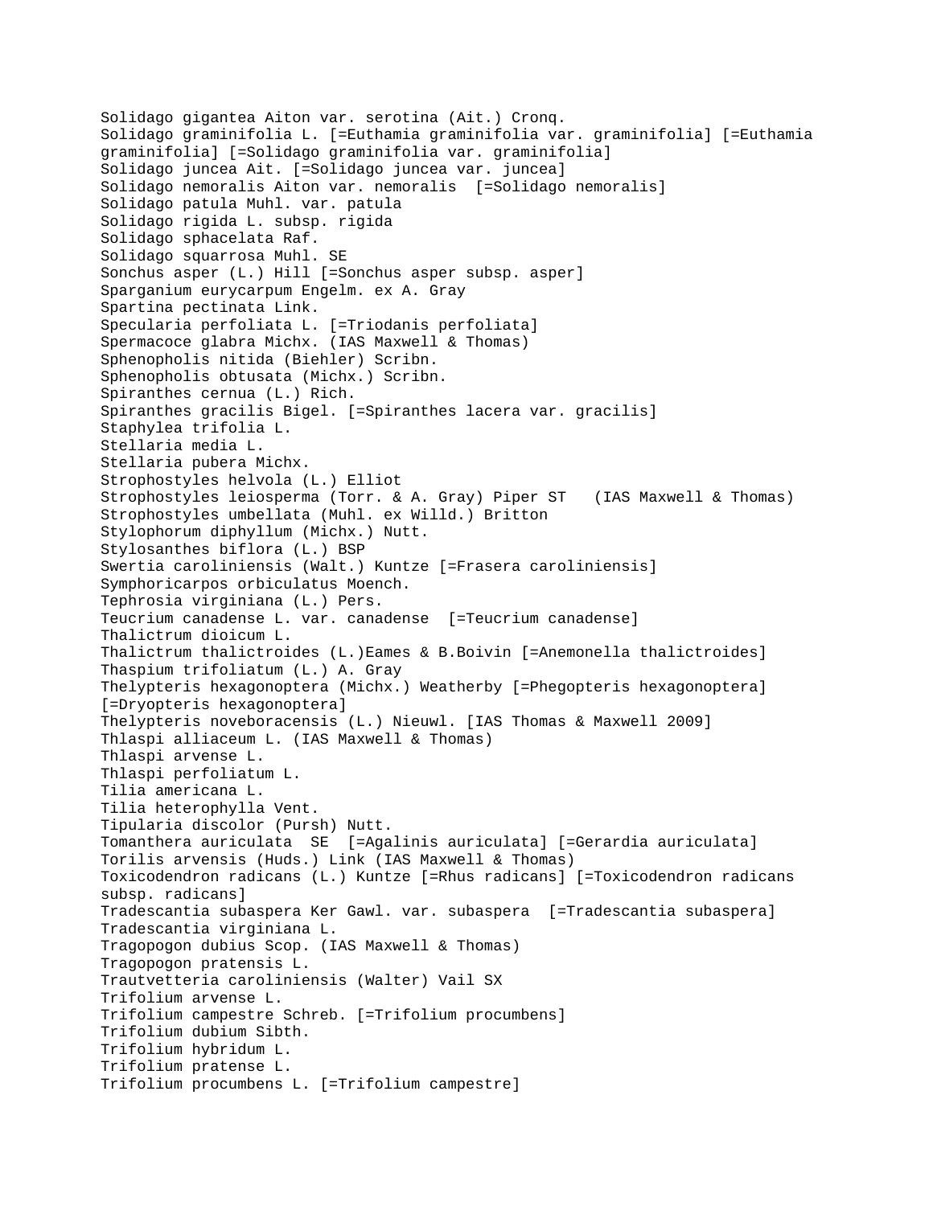Solidago gigantea Aiton var. serotina (Ait.) Cronq.
Solidago graminifolia L. [=Euthamia graminifolia var. graminifolia] [=Euthamia graminifolia] [=Solidago graminifolia var. graminifolia]
Solidago juncea Ait. [=Solidago juncea var. juncea]
Solidago nemoralis Aiton var. nemoralis  [=Solidago nemoralis]
Solidago patula Muhl. var. patula
Solidago rigida L. subsp. rigida
Solidago sphacelata Raf.
Solidago squarrosa Muhl. SE
Sonchus asper (L.) Hill [=Sonchus asper subsp. asper]
Sparganium eurycarpum Engelm. ex A. Gray
Spartina pectinata Link.
Specularia perfoliata L. [=Triodanis perfoliata]
Spermacoce glabra Michx. (IAS Maxwell & Thomas)
Sphenopholis nitida (Biehler) Scribn.
Sphenopholis obtusata (Michx.) Scribn.
Spiranthes cernua (L.) Rich.
Spiranthes gracilis Bigel. [=Spiranthes lacera var. gracilis]
Staphylea trifolia L.
Stellaria media L.
Stellaria pubera Michx.
Strophostyles helvola (L.) Elliot
Strophostyles leiosperma (Torr. & A. Gray) Piper ST   (IAS Maxwell & Thomas)
Strophostyles umbellata (Muhl. ex Willd.) Britton
Stylophorum diphyllum (Michx.) Nutt.
Stylosanthes biflora (L.) BSP
Swertia caroliniensis (Walt.) Kuntze [=Frasera caroliniensis]
Symphoricarpos orbiculatus Moench.
Tephrosia virginiana (L.) Pers.
Teucrium canadense L. var. canadense  [=Teucrium canadense]
Thalictrum dioicum L.
Thalictrum thalictroides (L.)Eames & B.Boivin [=Anemonella thalictroides]
Thaspium trifoliatum (L.) A. Gray
Thelypteris hexagonoptera (Michx.) Weatherby [=Phegopteris hexagonoptera] [=Dryopteris hexagonoptera]
Thelypteris noveboracensis (L.) Nieuwl. [IAS Thomas & Maxwell 2009]
Thlaspi alliaceum L. (IAS Maxwell & Thomas)
Thlaspi arvense L.
Thlaspi perfoliatum L.
Tilia americana L.
Tilia heterophylla Vent.
Tipularia discolor (Pursh) Nutt.
Tomanthera auriculata  SE  [=Agalinis auriculata] [=Gerardia auriculata]
Torilis arvensis (Huds.) Link (IAS Maxwell & Thomas)
Toxicodendron radicans (L.) Kuntze [=Rhus radicans] [=Toxicodendron radicans subsp. radicans]
Tradescantia subaspera Ker Gawl. var. subaspera  [=Tradescantia subaspera]
Tradescantia virginiana L.
Tragopogon dubius Scop. (IAS Maxwell & Thomas)
Tragopogon pratensis L.
Trautvetteria caroliniensis (Walter) Vail SX
Trifolium arvense L.
Trifolium campestre Schreb. [=Trifolium procumbens]
Trifolium dubium Sibth.
Trifolium hybridum L.
Trifolium pratense L.
Trifolium procumbens L. [=Trifolium campestre]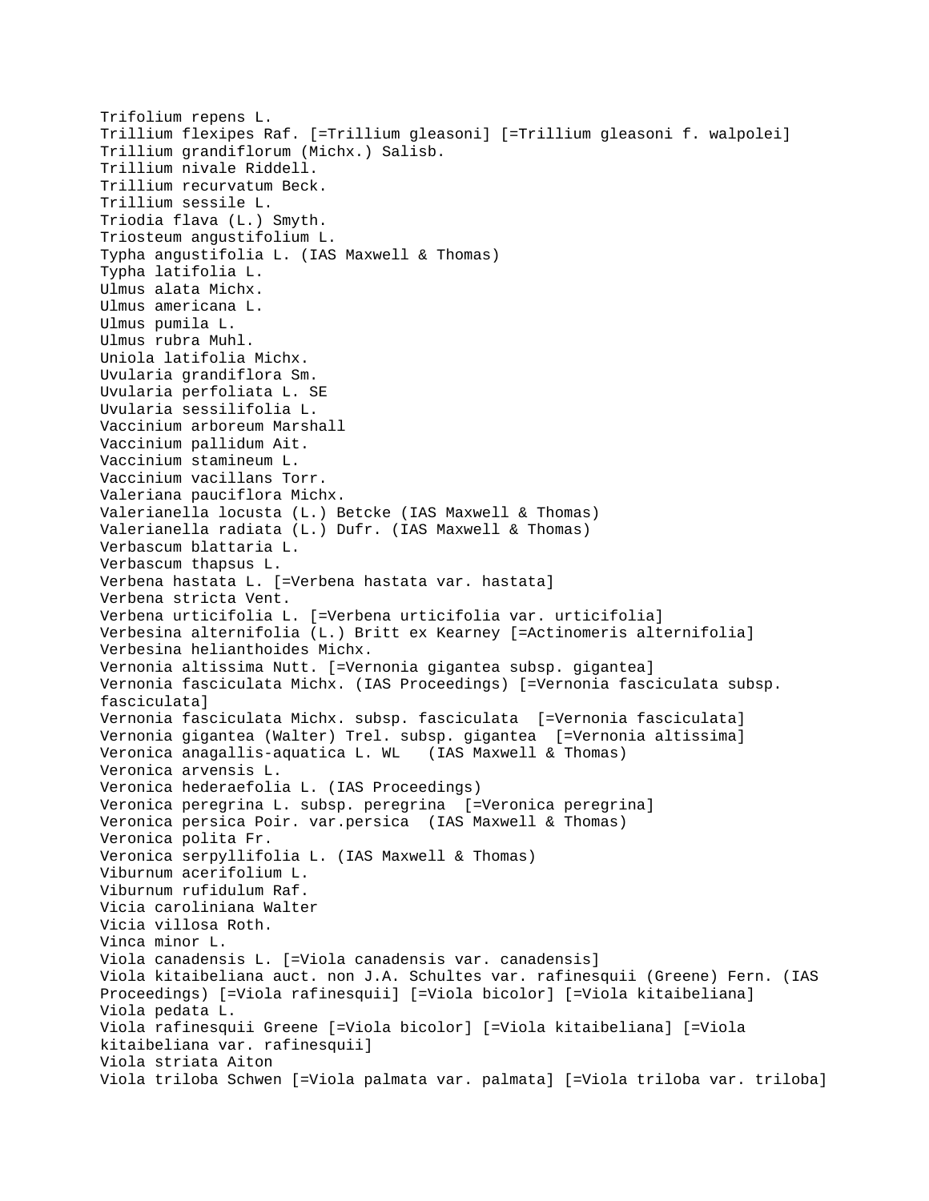Trifolium repens L.
Trillium flexipes Raf. [=Trillium gleasoni] [=Trillium gleasoni f. walpolei]
Trillium grandiflorum (Michx.) Salisb.
Trillium nivale Riddell.
Trillium recurvatum Beck.
Trillium sessile L.
Triodia flava (L.) Smyth.
Triosteum angustifolium L.
Typha angustifolia L. (IAS Maxwell & Thomas)
Typha latifolia L.
Ulmus alata Michx.
Ulmus americana L.
Ulmus pumila L.
Ulmus rubra Muhl.
Uniola latifolia Michx.
Uvularia grandiflora Sm.
Uvularia perfoliata L. SE
Uvularia sessilifolia L.
Vaccinium arboreum Marshall
Vaccinium pallidum Ait.
Vaccinium stamineum L.
Vaccinium vacillans Torr.
Valeriana pauciflora Michx.
Valerianella locusta (L.) Betcke (IAS Maxwell & Thomas)
Valerianella radiata (L.) Dufr. (IAS Maxwell & Thomas)
Verbascum blattaria L.
Verbascum thapsus L.
Verbena hastata L. [=Verbena hastata var. hastata]
Verbena stricta Vent.
Verbena urticifolia L. [=Verbena urticifolia var. urticifolia]
Verbesina alternifolia (L.) Britt ex Kearney [=Actinomeris alternifolia]
Verbesina helianthoides Michx.
Vernonia altissima Nutt. [=Vernonia gigantea subsp. gigantea]
Vernonia fasciculata Michx. (IAS Proceedings) [=Vernonia fasciculata subsp. fasciculata]
Vernonia fasciculata Michx. subsp. fasciculata [=Vernonia fasciculata]
Vernonia gigantea (Walter) Trel. subsp. gigantea [=Vernonia altissima]
Veronica anagallis-aquatica L. WL (IAS Maxwell & Thomas)
Veronica arvensis L.
Veronica hederaefolia L. (IAS Proceedings)
Veronica peregrina L. subsp. peregrina [=Veronica peregrina]
Veronica persica Poir. var.persica (IAS Maxwell & Thomas)
Veronica polita Fr.
Veronica serpyllifolia L. (IAS Maxwell & Thomas)
Viburnum acerifolium L.
Viburnum rufidulum Raf.
Vicia caroliniana Walter
Vicia villosa Roth.
Vinca minor L.
Viola canadensis L. [=Viola canadensis var. canadensis]
Viola kitaibeliana auct. non J.A. Schultes var. rafinesquii (Greene) Fern. (IAS Proceedings) [=Viola rafinesquii] [=Viola bicolor] [=Viola kitaibeliana]
Viola pedata L.
Viola rafinesquii Greene [=Viola bicolor] [=Viola kitaibeliana] [=Viola kitaibeliana var. rafinesquii]
Viola striata Aiton
Viola triloba Schwen [=Viola palmata var. palmata] [=Viola triloba var. triloba]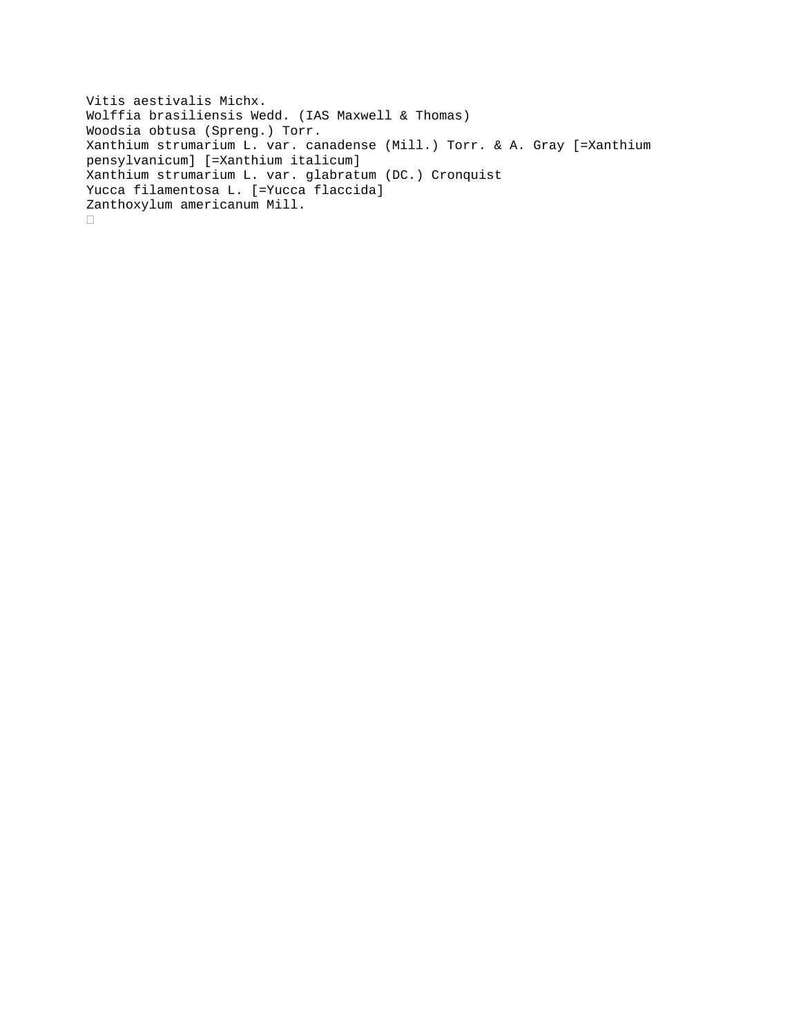Vitis aestivalis Michx.
Wolffia brasiliensis Wedd. (IAS Maxwell & Thomas)
Woodsia obtusa (Spreng.) Torr.
Xanthium strumarium L. var. canadense (Mill.) Torr. & A. Gray [=Xanthium pensylvanicum] [=Xanthium italicum]
Xanthium strumarium L. var. glabratum (DC.) Cronquist
Yucca filamentosa L. [=Yucca flaccida]
Zanthoxylum americanum Mill.